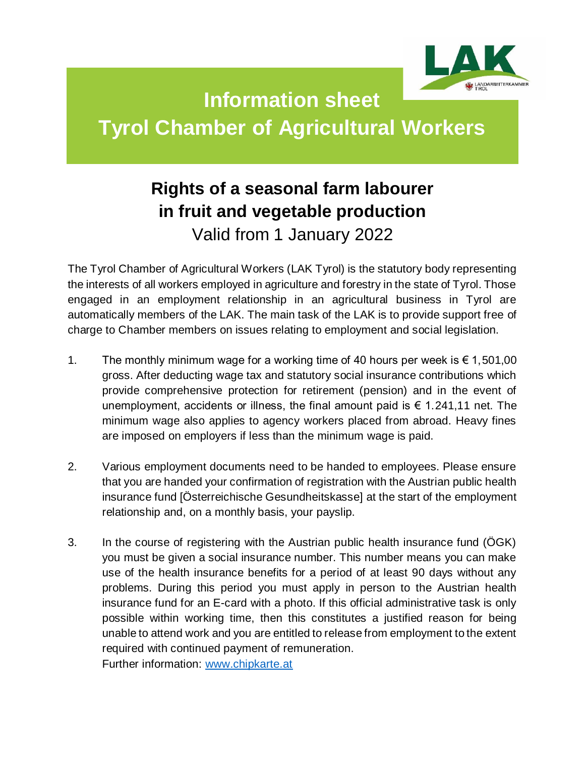# Information sheet
# Tyrol Chamber of Agricultural Workers

## Rights of a seasonal farm labourer in fruit and vegetable production

Valid from 1 January 2022

The Tyrol Chamber of Agricultural Workers (LAK Tyrol) is the statutory body representing the interests of all workers employed in agriculture and forestry in the state of Tyrol. Those engaged in an employment relationship in an agricultural business in Tyrol are automatically members of the LAK. The main task of the LAK is to provide support free of charge to Chamber members on issues relating to employment and social legislation.

1. The monthly minimum wage for a working time of 40 hours per week is € 1,501,00 gross. After deducting wage tax and statutory social insurance contributions which provide comprehensive protection for retirement (pension) and in the event of unemployment, accidents or illness, the final amount paid is € 1.241,11 net. The minimum wage also applies to agency workers placed from abroad. Heavy fines are imposed on employers if less than the minimum wage is paid.

2. Various employment documents need to be handed to employees. Please ensure that you are handed your confirmation of registration with the Austrian public health insurance fund [Österreichische Gesundheitskasse] at the start of the employment relationship and, on a monthly basis, your payslip.

3. In the course of registering with the Austrian public health insurance fund (ÖGK) you must be given a social insurance number. This number means you can make use of the health insurance benefits for a period of at least 90 days without any problems. During this period you must apply in person to the Austrian health insurance fund for an E-card with a photo. If this official administrative task is only possible within working time, then this constitutes a justified reason for being unable to attend work and you are entitled to release from employment to the extent required with continued payment of remuneration.
   Further information: www.chipkarte.at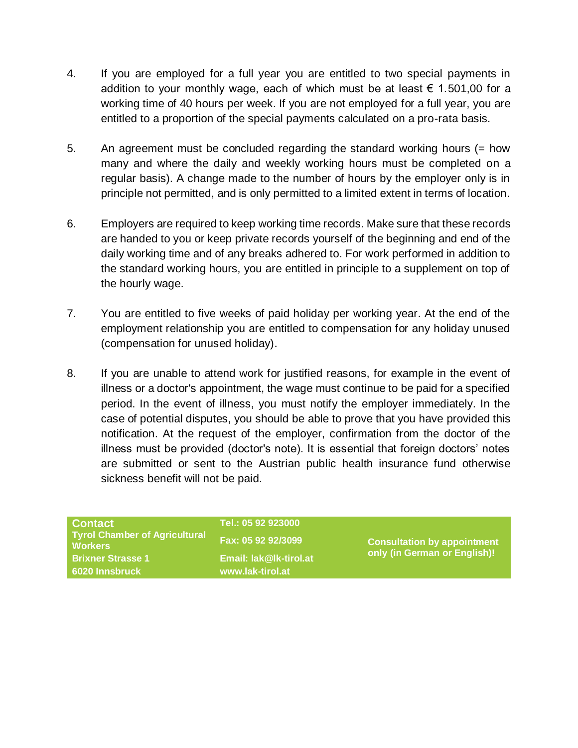4. If you are employed for a full year you are entitled to two special payments in addition to your monthly wage, each of which must be at least € 1.501,00 for a working time of 40 hours per week. If you are not employed for a full year, you are entitled to a proportion of the special payments calculated on a pro-rata basis.

5. An agreement must be concluded regarding the standard working hours (= how many and where the daily and weekly working hours must be completed on a regular basis). A change made to the number of hours by the employer only is in principle not permitted, and is only permitted to a limited extent in terms of location.

6. Employers are required to keep working time records. Make sure that these records are handed to you or keep private records yourself of the beginning and end of the daily working time and of any breaks adhered to. For work performed in addition to the standard working hours, you are entitled in principle to a supplement on top of the hourly wage.

7. You are entitled to five weeks of paid holiday per working year. At the end of the employment relationship you are entitled to compensation for any holiday unused (compensation for unused holiday).

8. If you are unable to attend work for justified reasons, for example in the event of illness or a doctor's appointment, the wage must continue to be paid for a specified period. In the event of illness, you must notify the employer immediately. In the case of potential disputes, you should be able to prove that you have provided this notification. At the request of the employer, confirmation from the doctor of the illness must be provided (doctor's note). It is essential that foreign doctors' notes are submitted or sent to the Austrian public health insurance fund otherwise sickness benefit will not be paid.

| | | |
|---|---|---|
| **Contact** | **Tel.: 05 92 923000** | |
| **Tyrol Chamber of Agricultural Workers** | **Fax: 05 92 92/3099** | **Consultation by appointment only (in German or English)!** |
| **Brixner Strasse 1** | **Email: lak@lk-tirol.at** | |
| **6020 Innsbruck** | **www.lak-tirol.at** | |